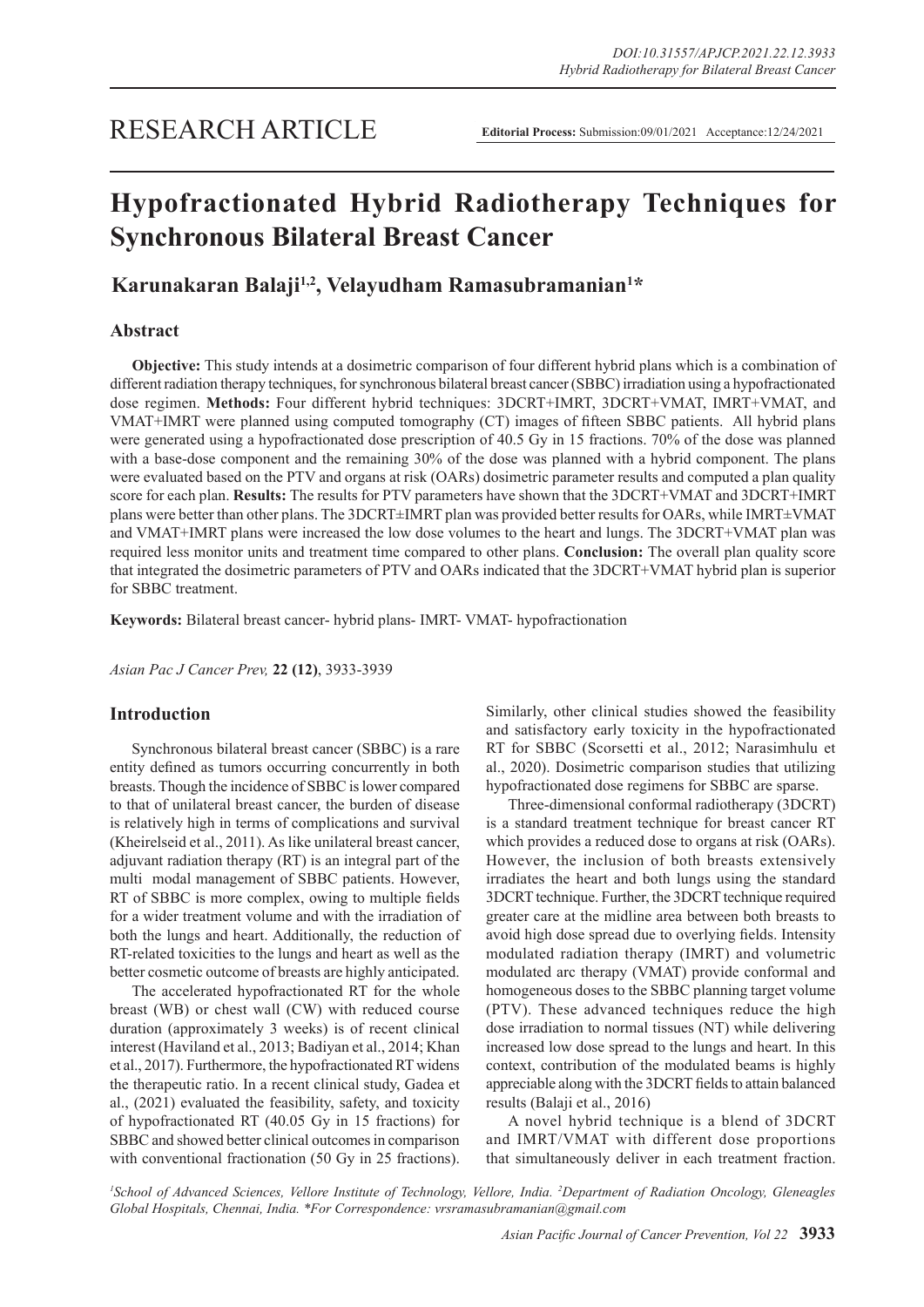RESEARCH ARTICLE

**Editorial Process:** Submission:09/01/2021 Acceptance:12/24/2021

# Hypofractionated Hybrid Radiotherapy Techniques for Synchronous Bilateral Breast Cancer

**Karunakaran Balaji[1,2], Velayudham Ramasubramanian[1]***

## Abstract

**Objective:** This study intends at a dosimetric comparison of four different hybrid plans which is a combination of different radiation therapy techniques, for synchronous bilateral breast cancer (SBBC) irradiation using a hypofractionated dose regimen. **Methods:** Four different hybrid techniques: 3DCRT+IMRT, 3DCRT+VMAT, IMRT+VMAT, and VMAT+IMRT were planned using computed tomography (CT) images of fifteen SBBC patients. All hybrid plans were generated using a hypofractionated dose prescription of 40.5 Gy in 15 fractions. 70% of the dose was planned with a base-dose component and the remaining 30% of the dose was planned with a hybrid component. The plans were evaluated based on the PTV and organs at risk (OARs) dosimetric parameter results and computed a plan quality score for each plan. **Results:** The results for PTV parameters have shown that the 3DCRT+VMAT and 3DCRT+IMRT plans were better than other plans. The 3DCRT±IMRT plan was provided better results for OARs, while IMRT±VMAT and VMAT+IMRT plans were increased the low dose volumes to the heart and lungs. The 3DCRT+VMAT plan was required less monitor units and treatment time compared to other plans. **Conclusion:** The overall plan quality score that integrated the dosimetric parameters of PTV and OARs indicated that the 3DCRT+VMAT hybrid plan is superior for SBBC treatment.

**Keywords:** Bilateral breast cancer- hybrid plans- IMRT- VMAT- hypofractionation

*Asian Pac J Cancer Prev,* **22 (12)**, 3933-3939

## Introduction

Synchronous bilateral breast cancer (SBBC) is a rare entity defined as tumors occurring concurrently in both breasts. Though the incidence of SBBC is lower compared to that of unilateral breast cancer, the burden of disease is relatively high in terms of complications and survival (Kheirelseid et al., 2011). As like unilateral breast cancer, adjuvant radiation therapy (RT) is an integral part of the multi modal management of SBBC patients. However, RT of SBBC is more complex, owing to multiple fields for a wider treatment volume and with the irradiation of both the lungs and heart. Additionally, the reduction of RT-related toxicities to the lungs and heart as well as the better cosmetic outcome of breasts are highly anticipated.

The accelerated hypofractionated RT for the whole breast (WB) or chest wall (CW) with reduced course duration (approximately 3 weeks) is of recent clinical interest (Haviland et al., 2013; Badiyan et al., 2014; Khan et al., 2017). Furthermore, the hypofractionated RT widens the therapeutic ratio. In a recent clinical study, Gadea et al., (2021) evaluated the feasibility, safety, and toxicity of hypofractionated RT (40.05 Gy in 15 fractions) for SBBC and showed better clinical outcomes in comparison with conventional fractionation (50 Gy in 25 fractions). Similarly, other clinical studies showed the feasibility and satisfactory early toxicity in the hypofractionated RT for SBBC (Scorsetti et al., 2012; Narasimhulu et al., 2020). Dosimetric comparison studies that utilizing hypofractionated dose regimens for SBBC are sparse.

Three-dimensional conformal radiotherapy (3DCRT) is a standard treatment technique for breast cancer RT which provides a reduced dose to organs at risk (OARs). However, the inclusion of both breasts extensively irradiates the heart and both lungs using the standard 3DCRT technique. Further, the 3DCRT technique required greater care at the midline area between both breasts to avoid high dose spread due to overlying fields. Intensity modulated radiation therapy (IMRT) and volumetric modulated arc therapy (VMAT) provide conformal and homogeneous doses to the SBBC planning target volume (PTV). These advanced techniques reduce the high dose irradiation to normal tissues (NT) while delivering increased low dose spread to the lungs and heart. In this context, contribution of the modulated beams is highly appreciable along with the 3DCRT fields to attain balanced results (Balaji et al., 2016)

A novel hybrid technique is a blend of 3DCRT and IMRT/VMAT with different dose proportions that simultaneously deliver in each treatment fraction.

[1]*School of Advanced Sciences, Vellore Institute of Technology, Vellore, India.* [2]*Department of Radiation Oncology, Gleneagles Global Hospitals, Chennai, India. *For Correspondence: vrsramasubramanian@gmail.com*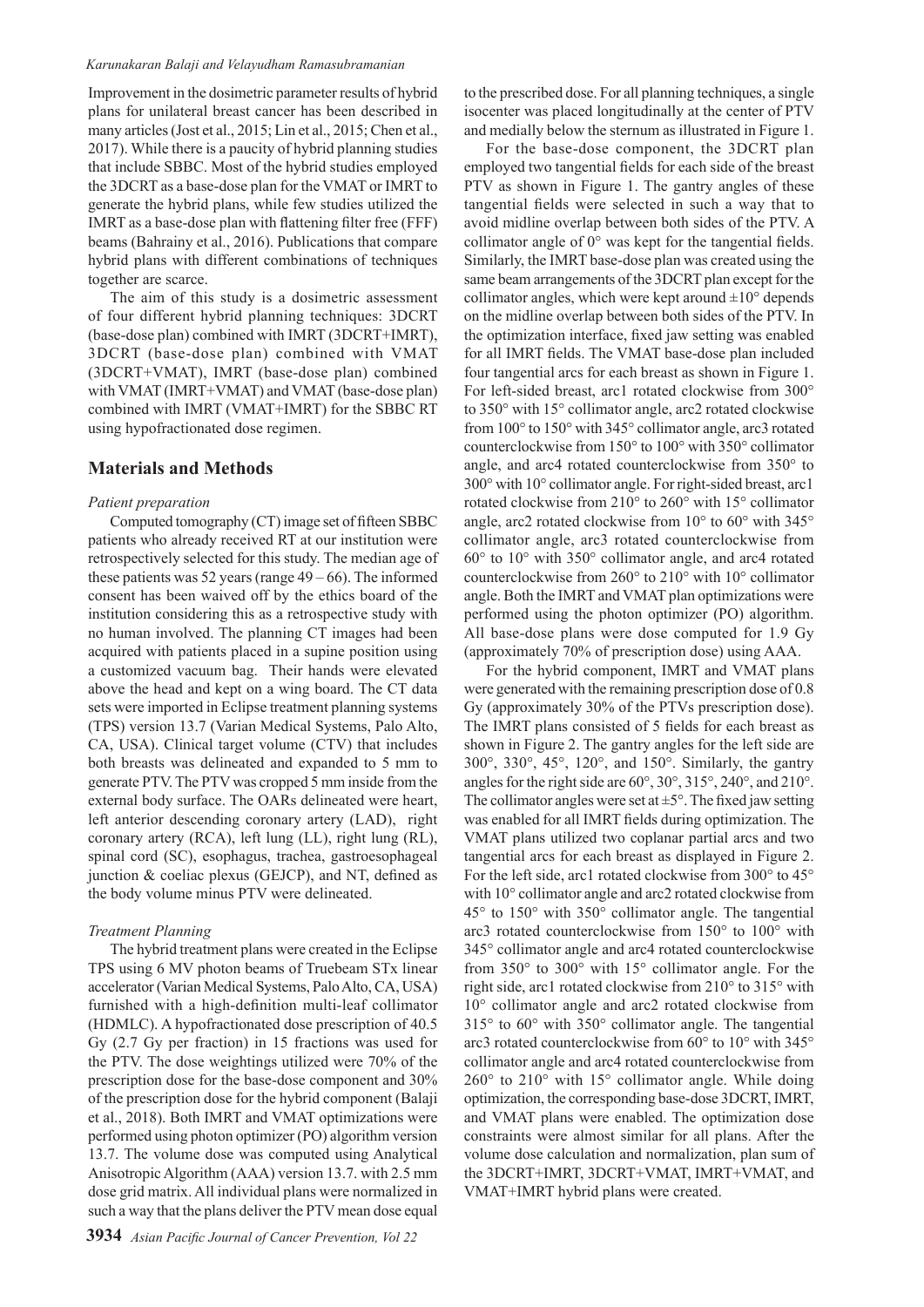Improvement in the dosimetric parameter results of hybrid plans for unilateral breast cancer has been described in many articles (Jost et al., 2015; Lin et al., 2015; Chen et al., 2017). While there is a paucity of hybrid planning studies that include SBBC. Most of the hybrid studies employed the 3DCRT as a base-dose plan for the VMAT or IMRT to generate the hybrid plans, while few studies utilized the IMRT as a base-dose plan with flattening filter free (FFF) beams (Bahrainy et al., 2016). Publications that compare hybrid plans with different combinations of techniques together are scarce.

The aim of this study is a dosimetric assessment of four different hybrid planning techniques: 3DCRT (base-dose plan) combined with IMRT (3DCRT+IMRT), 3DCRT (base-dose plan) combined with VMAT (3DCRT+VMAT), IMRT (base-dose plan) combined with VMAT (IMRT+VMAT) and VMAT (base-dose plan) combined with IMRT (VMAT+IMRT) for the SBBC RT using hypofractionated dose regimen.

## Materials and Methods

*Patient preparation*

Computed tomography (CT) image set of fifteen SBBC patients who already received RT at our institution were retrospectively selected for this study. The median age of these patients was 52 years (range 49 – 66). The informed consent has been waived off by the ethics board of the institution considering this as a retrospective study with no human involved. The planning CT images had been acquired with patients placed in a supine position using a customized vacuum bag. Their hands were elevated above the head and kept on a wing board. The CT data sets were imported in Eclipse treatment planning systems (TPS) version 13.7 (Varian Medical Systems, Palo Alto, CA, USA). Clinical target volume (CTV) that includes both breasts was delineated and expanded to 5 mm to generate PTV. The PTV was cropped 5 mm inside from the external body surface. The OARs delineated were heart, left anterior descending coronary artery (LAD), right coronary artery (RCA), left lung (LL), right lung (RL), spinal cord (SC), esophagus, trachea, gastroesophageal junction & coeliac plexus (GEJCP), and NT, defined as the body volume minus PTV were delineated.

*Treatment Planning*

The hybrid treatment plans were created in the Eclipse TPS using 6 MV photon beams of Truebeam STx linear accelerator (Varian Medical Systems, Palo Alto, CA, USA) furnished with a high-definition multi-leaf collimator (HDMLC). A hypofractionated dose prescription of 40.5 Gy (2.7 Gy per fraction) in 15 fractions was used for the PTV. The dose weightings utilized were 70% of the prescription dose for the base-dose component and 30% of the prescription dose for the hybrid component (Balaji et al., 2018). Both IMRT and VMAT optimizations were performed using photon optimizer (PO) algorithm version 13.7. The volume dose was computed using Analytical Anisotropic Algorithm (AAA) version 13.7. with 2.5 mm dose grid matrix. All individual plans were normalized in such a way that the plans deliver the PTV mean dose equal to the prescribed dose. For all planning techniques, a single isocenter was placed longitudinally at the center of PTV and medially below the sternum as illustrated in Figure 1.

For the base-dose component, the 3DCRT plan employed two tangential fields for each side of the breast PTV as shown in Figure 1. The gantry angles of these tangential fields were selected in such a way that to avoid midline overlap between both sides of the PTV. A collimator angle of 0° was kept for the tangential fields. Similarly, the IMRT base-dose plan was created using the same beam arrangements of the 3DCRT plan except for the collimator angles, which were kept around ±10° depends on the midline overlap between both sides of the PTV. In the optimization interface, fixed jaw setting was enabled for all IMRT fields. The VMAT base-dose plan included four tangential arcs for each breast as shown in Figure 1. For left-sided breast, arc1 rotated clockwise from 300° to 350° with 15° collimator angle, arc2 rotated clockwise from 100° to 150° with 345° collimator angle, arc3 rotated counterclockwise from 150° to 100° with 350° collimator angle, and arc4 rotated counterclockwise from 350° to 300° with 10° collimator angle. For right-sided breast, arc1 rotated clockwise from 210° to 260° with 15° collimator angle, arc2 rotated clockwise from 10° to 60° with 345° collimator angle, arc3 rotated counterclockwise from 60° to 10° with 350° collimator angle, and arc4 rotated counterclockwise from 260° to 210° with 10° collimator angle. Both the IMRT and VMAT plan optimizations were performed using the photon optimizer (PO) algorithm. All base-dose plans were dose computed for 1.9 Gy (approximately 70% of prescription dose) using AAA.

For the hybrid component, IMRT and VMAT plans were generated with the remaining prescription dose of 0.8 Gy (approximately 30% of the PTVs prescription dose). The IMRT plans consisted of 5 fields for each breast as shown in Figure 2. The gantry angles for the left side are 300°, 330°, 45°, 120°, and 150°. Similarly, the gantry angles for the right side are 60°, 30°, 315°, 240°, and 210°. The collimator angles were set at ±5°. The fixed jaw setting was enabled for all IMRT fields during optimization. The VMAT plans utilized two coplanar partial arcs and two tangential arcs for each breast as displayed in Figure 2. For the left side, arc1 rotated clockwise from 300° to 45° with 10° collimator angle and arc2 rotated clockwise from 45° to 150° with 350° collimator angle. The tangential arc3 rotated counterclockwise from 150° to 100° with 345° collimator angle and arc4 rotated counterclockwise from 350° to 300° with 15° collimator angle. For the right side, arc1 rotated clockwise from 210° to 315° with 10° collimator angle and arc2 rotated clockwise from 315° to 60° with 350° collimator angle. The tangential arc3 rotated counterclockwise from 60° to 10° with 345° collimator angle and arc4 rotated counterclockwise from 260° to 210° with 15° collimator angle. While doing optimization, the corresponding base-dose 3DCRT, IMRT, and VMAT plans were enabled. The optimization dose constraints were almost similar for all plans. After the volume dose calculation and normalization, plan sum of the 3DCRT+IMRT, 3DCRT+VMAT, IMRT+VMAT, and VMAT+IMRT hybrid plans were created.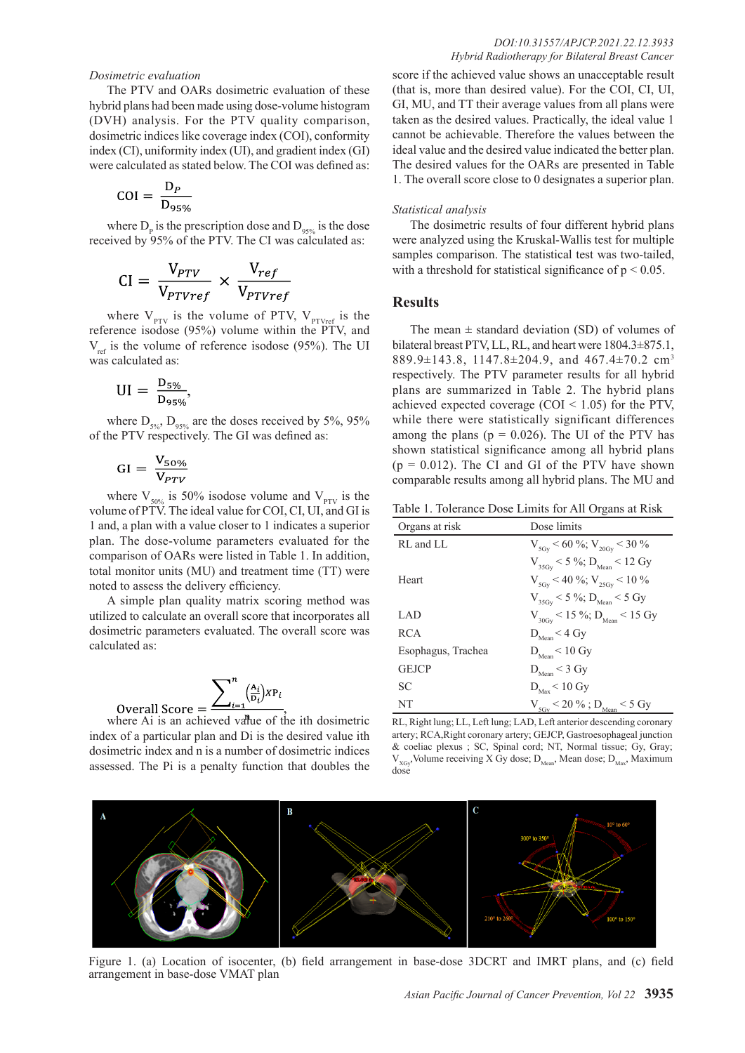*Dosimetric evaluation*

The PTV and OARs dosimetric evaluation of these hybrid plans had been made using dose-volume histogram (DVH) analysis. For the PTV quality comparison, dosimetric indices like coverage index (COI), conformity index (CI), uniformity index (UI), and gradient index (GI) were calculated as stated below. The COI was defined as:

$$COI = \frac{D_P}{D_{95\%}}$$

where $D_p$ is the prescription dose and $D_{95\%}$ is the dose received by 95% of the PTV. The CI was calculated as:

$$CI = \frac{V_{PTV}}{V_{PTVref}} \times \frac{V_{ref}}{V_{PTVref}}$$

where $V_{PTV}$ is the volume of PTV, $V_{PTVref}$ is the reference isodose (95%) volume within the PTV, and $V_{ref}$ is the volume of reference isodose (95%). The UI was calculated as:

$$UI = \frac{D_{5\%}}{D_{95\%}},$$

where $D_{5\%}$, $D_{95\%}$ are the doses received by 5%, 95% of the PTV respectively. The GI was defined as:

$$GI = \frac{V_{50\%}}{V_{PTV}}$$

where $V_{50\%}$ is 50% isodose volume and $V_{PTV}$ is the volume of PTV. The ideal value for COI, CI, UI, and GI is 1 and, a plan with a value closer to 1 indicates a superior plan. The dose-volume parameters evaluated for the comparison of OARs were listed in Table 1. In addition, total monitor units (MU) and treatment time (TT) were noted to assess the delivery efficiency.

A simple plan quality matrix scoring method was utilized to calculate an overall score that incorporates all dosimetric parameters evaluated. The overall score was calculated as:

$$\text{Overall Score} = \sum_{i=1}^{n} \left(\frac{A_i}{D_i}\right) x P_i$$

where Ai is an achieved value of the ith dosimetric index of a particular plan and Di is the desired value ith dosimetric index and n is a number of dosimetric indices assessed. The Pi is a penalty function that doubles the score if the achieved value shows an unacceptable result (that is, more than desired value). For the COI, CI, UI, GI, MU, and TT their average values from all plans were taken as the desired values. Practically, the ideal value 1 cannot be achievable. Therefore the values between the ideal value and the desired value indicated the better plan. The desired values for the OARs are presented in Table 1. The overall score close to 0 designates a superior plan.

*Statistical analysis*

The dosimetric results of four different hybrid plans were analyzed using the Kruskal-Wallis test for multiple samples comparison. The statistical test was two-tailed, with a threshold for statistical significance of $p < 0.05$.

## Results

The mean ± standard deviation (SD) of volumes of bilateral breast PTV, LL, RL, and heart were 1804.3±875.1, 889.9±143.8, 1147.8±204.9, and 467.4±70.2 $cm^3$ respectively. The PTV parameter results for all hybrid plans are summarized in Table 2. The hybrid plans achieved expected coverage (COI < 1.05) for the PTV, while there were statistically significant differences among the plans ($p = 0.026$). The UI of the PTV has shown statistical significance among all hybrid plans ($p = 0.012$). The CI and GI of the PTV have shown comparable results among all hybrid plans. The MU and

Table 1. Tolerance Dose Limits for All Organs at Risk

| Organs at risk | Dose limits |
|---|---|
| RL and LL | $V_{5Gy}$ < 60 %; $V_{20Gy}$ < 30 % |
| | $V_{35Gy}$ < 5 %; $D_{Mean}$ < 12 Gy |
| Heart | $V_{5Gy}$ < 40 %; $V_{25Gy}$ < 10 % |
| | $V_{35Gy}$ < 5 %; $D_{Mean}$ < 5 Gy |
| LAD | $V_{30Gy}$ < 15 %; $D_{Mean}$ < 15 Gy |
| RCA | $D_{Mean}$ < 4 Gy |
| Esophagus, Trachea | $D_{Mean}$ < 10 Gy |
| GEJCP | $D_{Mean}$ < 3 Gy |
| SC | $D_{Max}$ < 10 Gy |
| NT | $V_{5Gy}$ < 20 % ; $D_{Mean}$ < 5 Gy |

RL, Right lung; LL, Left lung; LAD, Left anterior descending coronary artery; RCA,Right coronary artery; GEJCP, Gastroesophageal junction & coeliac plexus ; SC, Spinal cord; NT, Normal tissue; Gy, Gray; $V_{XGy}$,Volume receiving X Gy dose; $D_{Mean}$, Mean dose; $D_{Max}$, Maximum dose

Figure 1. (a) Location of isocenter, (b) field arrangement in base-dose 3DCRT and IMRT plans, and (c) field arrangement in base-dose VMAT plan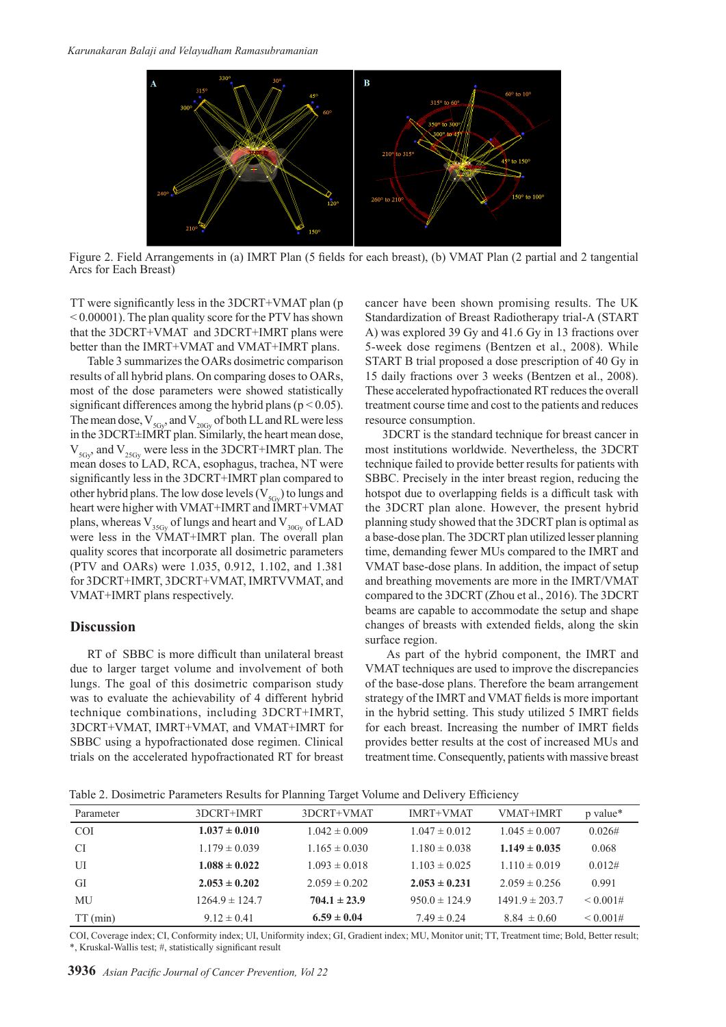Figure 2. Field Arrangements in (a) IMRT Plan (5 fields for each breast), (b) VMAT Plan (2 partial and 2 tangential Arcs for Each Breast)

TT were significantly less in the 3DCRT+VMAT plan ($p < 0.00001$). The plan quality score for the PTV has shown that the 3DCRT+VMAT and 3DCRT+IMRT plans were better than the IMRT+VMAT and VMAT+IMRT plans.

Table 3 summarizes the OARs dosimetric comparison results of all hybrid plans. On comparing doses to OARs, most of the dose parameters were showed statistically significant differences among the hybrid plans ($p < 0.05$). The mean dose, $V_{5Gy}$, and $V_{20Gy}$ of both LL and RL were less in the 3DCRT±IMRT plan. Similarly, the heart mean dose, $V_{5Gy}$, and $V_{25Gy}$ were less in the 3DCRT+IMRT plan. The mean doses to LAD, RCA, esophagus, trachea, NT were significantly less in the 3DCRT+IMRT plan compared to other hybrid plans. The low dose levels ($V_{5Gy}$) to lungs and heart were higher with VMAT+IMRT and IMRT+VMAT plans, whereas $V_{35Gy}$ of lungs and heart and $V_{30Gy}$ of LAD were less in the VMAT+IMRT plan. The overall plan quality scores that incorporate all dosimetric parameters (PTV and OARs) were 1.035, 0.912, 1.102, and 1.381 for 3DCRT+IMRT, 3DCRT+VMAT, IMRTVVMAT, and VMAT+IMRT plans respectively.

## Discussion

RT of SBBC is more difficult than unilateral breast due to larger target volume and involvement of both lungs. The goal of this dosimetric comparison study was to evaluate the achievability of 4 different hybrid technique combinations, including 3DCRT+IMRT, 3DCRT+VMAT, IMRT+VMAT, and VMAT+IMRT for SBBC using a hypofractionated dose regimen. Clinical trials on the accelerated hypofractionated RT for breast cancer have been shown promising results. The UK Standardization of Breast Radiotherapy trial-A (START A) was explored 39 Gy and 41.6 Gy in 13 fractions over 5-week dose regimens (Bentzen et al., 2008). While START B trial proposed a dose prescription of 40 Gy in 15 daily fractions over 3 weeks (Bentzen et al., 2008). These accelerated hypofractionated RT reduces the overall treatment course time and cost to the patients and reduces resource consumption.

3DCRT is the standard technique for breast cancer in most institutions worldwide. Nevertheless, the 3DCRT technique failed to provide better results for patients with SBBC. Precisely in the inter breast region, reducing the hotspot due to overlapping fields is a difficult task with the 3DCRT plan alone. However, the present hybrid planning study showed that the 3DCRT plan is optimal as a base-dose plan. The 3DCRT plan utilized lesser planning time, demanding fewer MUs compared to the IMRT and VMAT base-dose plans. In addition, the impact of setup and breathing movements are more in the IMRT/VMAT compared to the 3DCRT (Zhou et al., 2016). The 3DCRT beams are capable to accommodate the setup and shape changes of breasts with extended fields, along the skin surface region.

As part of the hybrid component, the IMRT and VMAT techniques are used to improve the discrepancies of the base-dose plans. Therefore the beam arrangement strategy of the IMRT and VMAT fields is more important in the hybrid setting. This study utilized 5 IMRT fields for each breast. Increasing the number of IMRT fields provides better results at the cost of increased MUs and treatment time. Consequently, patients with massive breast

Table 2. Dosimetric Parameters Results for Planning Target Volume and Delivery Efficiency

| Parameter | 3DCRT+IMRT | 3DCRT+VMAT | IMRT+VMAT | VMAT+IMRT | p value* |
|---|---|---|---|---|---|
| COI | **1.037 ± 0.010** | 1.042 ± 0.009 | 1.047 ± 0.012 | 1.045 ± 0.007 | 0.026# |
| CI | 1.179 ± 0.039 | 1.165 ± 0.030 | 1.180 ± 0.038 | **1.149 ± 0.035** | 0.068 |
| UI | **1.088 ± 0.022** | 1.093 ± 0.018 | 1.103 ± 0.025 | 1.110 ± 0.019 | 0.012# |
| GI | **2.053 ± 0.202** | 2.059 ± 0.202 | **2.053 ± 0.231** | 2.059 ± 0.256 | 0.991 |
| MU | 1264.9 ± 124.7 | **704.1 ± 23.9** | 950.0 ± 124.9 | 1491.9 ± 203.7 | < 0.001# |
| TT (min) | 9.12 ± 0.41 | **6.59 ± 0.04** | 7.49 ± 0.24 | 8.84 ± 0.60 | < 0.001# |

COI, Coverage index; CI, Conformity index; UI, Uniformity index; GI, Gradient index; MU, Monitor unit; TT, Treatment time; Bold, Better result; *, Kruskal-Wallis test; #, statistically significant result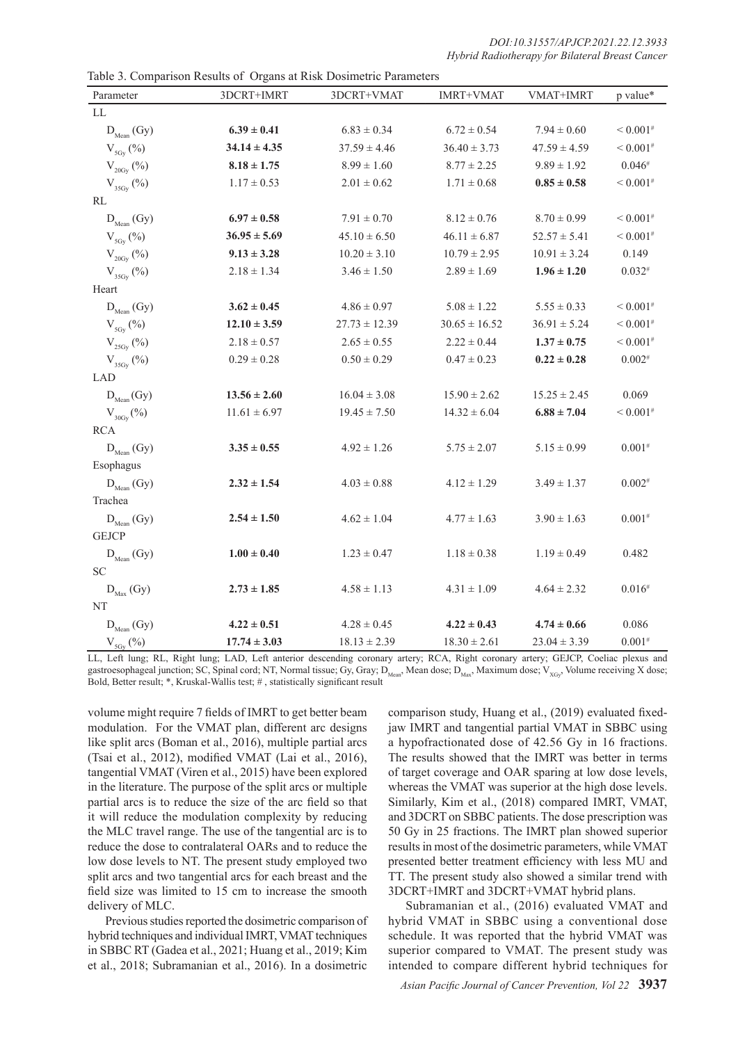Table 3. Comparison Results of Organs at Risk Dosimetric Parameters

| Parameter | 3DCRT+IMRT | 3DCRT+VMAT | IMRT+VMAT | VMAT+IMRT | p value* |
|---|---|---|---|---|---|
| LL | | | | | |
| $D_{Mean}$ (Gy) | **6.39 ± 0.41** | 6.83 ± 0.34 | 6.72 ± 0.54 | 7.94 ± 0.60 | < 0.001# |
| $V_{5Gy}$ (%) | **34.14 ± 4.35** | 37.59 ± 4.46 | 36.40 ± 3.73 | 47.59 ± 4.59 | < 0.001# |
| $V_{20Gy}$ (%) | **8.18 ± 1.75** | 8.99 ± 1.60 | 8.77 ± 2.25 | 9.89 ± 1.92 | 0.046# |
| $V_{35Gy}$ (%) | 1.17 ± 0.53 | 2.01 ± 0.62 | 1.71 ± 0.68 | **0.85 ± 0.58** | < 0.001# |
| RL | | | | | |
| $D_{Mean}$ (Gy) | **6.97 ± 0.58** | 7.91 ± 0.70 | 8.12 ± 0.76 | 8.70 ± 0.99 | < 0.001# |
| $V_{5Gy}$ (%) | **36.95 ± 5.69** | 45.10 ± 6.50 | 46.11 ± 6.87 | 52.57 ± 5.41 | < 0.001# |
| $V_{20Gy}$ (%) | **9.13 ± 3.28** | 10.20 ± 3.10 | 10.79 ± 2.95 | 10.91 ± 3.24 | 0.149 |
| $V_{35Gy}$ (%) | 2.18 ± 1.34 | 3.46 ± 1.50 | 2.89 ± 1.69 | **1.96 ± 1.20** | 0.032# |
| Heart | | | | | |
| $D_{Mean}$ (Gy) | **3.62 ± 0.45** | 4.86 ± 0.97 | 5.08 ± 1.22 | 5.55 ± 0.33 | < 0.001# |
| $V_{5Gy}$ (%) | **12.10 ± 3.59** | 27.73 ± 12.39 | 30.65 ± 16.52 | 36.91 ± 5.24 | < 0.001# |
| $V_{25Gy}$ (%) | 2.18 ± 0.57 | 2.65 ± 0.55 | 2.22 ± 0.44 | **1.37 ± 0.75** | < 0.001# |
| $V_{35Gy}$ (%) | 0.29 ± 0.28 | 0.50 ± 0.29 | 0.47 ± 0.23 | **0.22 ± 0.28** | 0.002# |
| LAD | | | | | |
| $D_{Mean}$ (Gy) | **13.56 ± 2.60** | 16.04 ± 3.08 | 15.90 ± 2.62 | 15.25 ± 2.45 | 0.069 |
| $V_{30Gy}$ (%) | 11.61 ± 6.97 | 19.45 ± 7.50 | 14.32 ± 6.04 | **6.88 ± 7.04** | < 0.001# |
| RCA | | | | | |
| $D_{Mean}$ (Gy) | **3.35 ± 0.55** | 4.92 ± 1.26 | 5.75 ± 2.07 | 5.15 ± 0.99 | 0.001# |
| Esophagus | | | | | |
| $D_{Mean}$ (Gy) | **2.32 ± 1.54** | 4.03 ± 0.88 | 4.12 ± 1.29 | 3.49 ± 1.37 | 0.002# |
| Trachea | | | | | |
| $D_{Mean}$ (Gy) | **2.54 ± 1.50** | 4.62 ± 1.04 | 4.77 ± 1.63 | 3.90 ± 1.63 | 0.001# |
| GEJCP | | | | | |
| $D_{Mean}$ (Gy) | **1.00 ± 0.40** | 1.23 ± 0.47 | 1.18 ± 0.38 | 1.19 ± 0.49 | 0.482 |
| SC | | | | | |
| $D_{Max}$ (Gy) | **2.73 ± 1.85** | 4.58 ± 1.13 | 4.31 ± 1.09 | 4.64 ± 2.32 | 0.016# |
| NT | | | | | |
| $D_{Mean}$ (Gy) | **4.22 ± 0.51** | 4.28 ± 0.45 | **4.22 ± 0.43** | **4.74 ± 0.66** | 0.086 |
| $V_{5Gy}$ (%) | **17.74 ± 3.03** | 18.13 ± 2.39 | 18.30 ± 2.61 | 23.04 ± 3.39 | 0.001# |

LL, Left lung; RL, Right lung; LAD, Left anterior descending coronary artery; RCA, Right coronary artery; GEJCP, Coeliac plexus and gastroesophageal junction; SC, Spinal cord; NT, Normal tissue; Gy, Gray; $D_{Mean}$, Mean dose; $D_{Max}$, Maximum dose; $V_{XGy}$, Volume receiving X dose; Bold, Better result; *, Kruskal-Wallis test; # , statistically significant result

volume might require 7 fields of IMRT to get better beam modulation. For the VMAT plan, different arc designs like split arcs (Boman et al., 2016), multiple partial arcs (Tsai et al., 2012), modified VMAT (Lai et al., 2016), tangential VMAT (Viren et al., 2015) have been explored in the literature. The purpose of the split arcs or multiple partial arcs is to reduce the size of the arc field so that it will reduce the modulation complexity by reducing the MLC travel range. The use of the tangential arc is to reduce the dose to contralateral OARs and to reduce the low dose levels to NT. The present study employed two split arcs and two tangential arcs for each breast and the field size was limited to 15 cm to increase the smooth delivery of MLC.

Previous studies reported the dosimetric comparison of hybrid techniques and individual IMRT, VMAT techniques in SBBC RT (Gadea et al., 2021; Huang et al., 2019; Kim et al., 2018; Subramanian et al., 2016). In a dosimetric comparison study, Huang et al., (2019) evaluated fixed-jaw IMRT and tangential partial VMAT in SBBC using a hypofractionated dose of 42.56 Gy in 16 fractions. The results showed that the IMRT was better in terms of target coverage and OAR sparing at low dose levels, whereas the VMAT was superior at the high dose levels. Similarly, Kim et al., (2018) compared IMRT, VMAT, and 3DCRT on SBBC patients. The dose prescription was 50 Gy in 25 fractions. The IMRT plan showed superior results in most of the dosimetric parameters, while VMAT presented better treatment efficiency with less MU and TT. The present study also showed a similar trend with 3DCRT+IMRT and 3DCRT+VMAT hybrid plans.

Subramanian et al., (2016) evaluated VMAT and hybrid VMAT in SBBC using a conventional dose schedule. It was reported that the hybrid VMAT was superior compared to VMAT. The present study was intended to compare different hybrid techniques for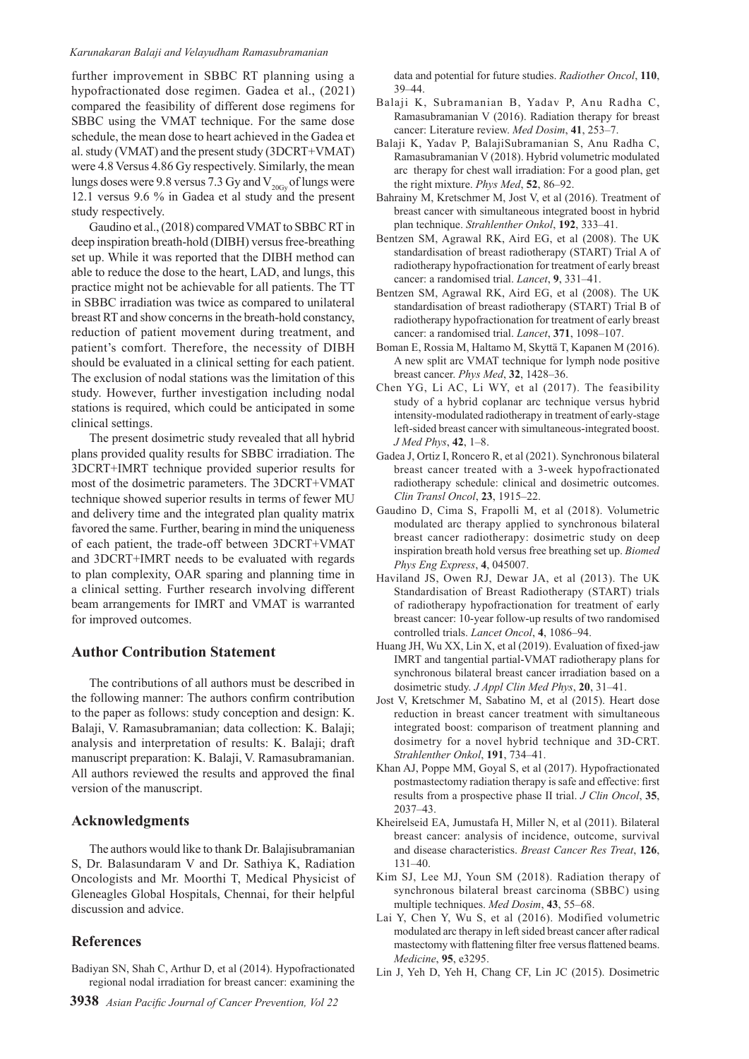further improvement in SBBC RT planning using a hypofractionated dose regimen. Gadea et al., (2021) compared the feasibility of different dose regimens for SBBC using the VMAT technique. For the same dose schedule, the mean dose to heart achieved in the Gadea et al. study (VMAT) and the present study (3DCRT+VMAT) were 4.8 Versus 4.86 Gy respectively. Similarly, the mean lungs doses were 9.8 versus 7.3 Gy and $V_{20Gy}$ of lungs were 12.1 versus 9.6 % in Gadea et al study and the present study respectively.

Gaudino et al., (2018) compared VMAT to SBBC RT in deep inspiration breath-hold (DIBH) versus free-breathing set up. While it was reported that the DIBH method can able to reduce the dose to the heart, LAD, and lungs, this practice might not be achievable for all patients. The TT in SBBC irradiation was twice as compared to unilateral breast RT and show concerns in the breath-hold constancy, reduction of patient movement during treatment, and patient's comfort. Therefore, the necessity of DIBH should be evaluated in a clinical setting for each patient. The exclusion of nodal stations was the limitation of this study. However, further investigation including nodal stations is required, which could be anticipated in some clinical settings.

The present dosimetric study revealed that all hybrid plans provided quality results for SBBC irradiation. The 3DCRT+IMRT technique provided superior results for most of the dosimetric parameters. The 3DCRT+VMAT technique showed superior results in terms of fewer MU and delivery time and the integrated plan quality matrix favored the same. Further, bearing in mind the uniqueness of each patient, the trade-off between 3DCRT+VMAT and 3DCRT+IMRT needs to be evaluated with regards to plan complexity, OAR sparing and planning time in a clinical setting. Further research involving different beam arrangements for IMRT and VMAT is warranted for improved outcomes.

## Author Contribution Statement

The contributions of all authors must be described in the following manner: The authors confirm contribution to the paper as follows: study conception and design: K. Balaji, V. Ramasubramanian; data collection: K. Balaji; analysis and interpretation of results: K. Balaji; draft manuscript preparation: K. Balaji, V. Ramasubramanian. All authors reviewed the results and approved the final version of the manuscript.

## Acknowledgments

The authors would like to thank Dr. Balajisubramanian S, Dr. Balasundaram V and Dr. Sathiya K, Radiation Oncologists and Mr. Moorthi T, Medical Physicist of Gleneagles Global Hospitals, Chennai, for their helpful discussion and advice.

## References

Badiyan SN, Shah C, Arthur D, et al (2014). Hypofractionated regional nodal irradiation for breast cancer: examining the data and potential for future studies. *Radiother Oncol*, **110**, 39–44.

Balaji K, Subramanian B, Yadav P, Anu Radha C, Ramasubramanian V (2016). Radiation therapy for breast cancer: Literature review. *Med Dosim*, **41**, 253–7.

Balaji K, Yadav P, BalajiSubramanian S, Anu Radha C, Ramasubramanian V (2018). Hybrid volumetric modulated arc therapy for chest wall irradiation: For a good plan, get the right mixture. *Phys Med*, **52**, 86–92.

Bahrainy M, Kretschmer M, Jost V, et al (2016). Treatment of breast cancer with simultaneous integrated boost in hybrid plan technique. *Strahlenther Onkol*, **192**, 333–41.

Bentzen SM, Agrawal RK, Aird EG, et al (2008). The UK standardisation of breast radiotherapy (START) Trial A of radiotherapy hypofractionation for treatment of early breast cancer: a randomised trial. *Lancet*, **9**, 331–41.

Bentzen SM, Agrawal RK, Aird EG, et al (2008). The UK standardisation of breast radiotherapy (START) Trial B of radiotherapy hypofractionation for treatment of early breast cancer: a randomised trial. *Lancet*, **371**, 1098–107.

Boman E, Rossia M, Haltamo M, Skyttä T, Kapanen M (2016). A new split arc VMAT technique for lymph node positive breast cancer. *Phys Med*, **32**, 1428–36.

Chen YG, Li AC, Li WY, et al (2017). The feasibility study of a hybrid coplanar arc technique versus hybrid intensity-modulated radiotherapy in treatment of early-stage left-sided breast cancer with simultaneous-integrated boost. *J Med Phys*, **42**, 1–8.

Gadea J, Ortiz I, Roncero R, et al (2021). Synchronous bilateral breast cancer treated with a 3-week hypofractionated radiotherapy schedule: clinical and dosimetric outcomes. *Clin Transl Oncol*, **23**, 1915–22.

Gaudino D, Cima S, Frapolli M, et al (2018). Volumetric modulated arc therapy applied to synchronous bilateral breast cancer radiotherapy: dosimetric study on deep inspiration breath hold versus free breathing set up. *Biomed Phys Eng Express*, **4**, 045007.

Haviland JS, Owen RJ, Dewar JA, et al (2013). The UK Standardisation of Breast Radiotherapy (START) trials of radiotherapy hypofractionation for treatment of early breast cancer: 10-year follow-up results of two randomised controlled trials. *Lancet Oncol*, **4**, 1086–94.

Huang JH, Wu XX, Lin X, et al (2019). Evaluation of fixed-jaw IMRT and tangential partial-VMAT radiotherapy plans for synchronous bilateral breast cancer irradiation based on a dosimetric study. *J Appl Clin Med Phys*, **20**, 31–41.

Jost V, Kretschmer M, Sabatino M, et al (2015). Heart dose reduction in breast cancer treatment with simultaneous integrated boost: comparison of treatment planning and dosimetry for a novel hybrid technique and 3D-CRT. *Strahlenther Onkol*, **191**, 734–41.

Khan AJ, Poppe MM, Goyal S, et al (2017). Hypofractionated postmastectomy radiation therapy is safe and effective: first results from a prospective phase II trial. *J Clin Oncol*, **35**, 2037–43.

Kheirelseid EA, Jumustafa H, Miller N, et al (2011). Bilateral breast cancer: analysis of incidence, outcome, survival and disease characteristics. *Breast Cancer Res Treat*, **126**, 131–40.

Kim SJ, Lee MJ, Youn SM (2018). Radiation therapy of synchronous bilateral breast carcinoma (SBBC) using multiple techniques. *Med Dosim*, **43**, 55–68.

Lai Y, Chen Y, Wu S, et al (2016). Modified volumetric modulated arc therapy in left sided breast cancer after radical mastectomy with flattening filter free versus flattened beams. *Medicine*, **95**, e3295.

Lin J, Yeh D, Yeh H, Chang CF, Lin JC (2015). Dosimetric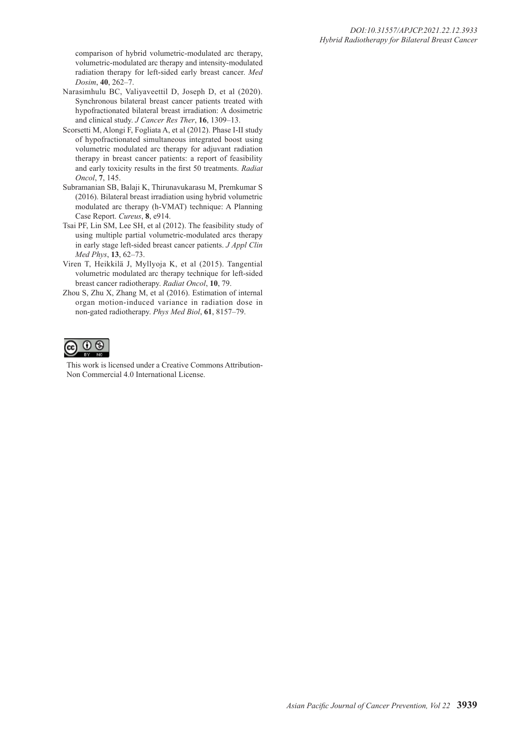comparison of hybrid volumetric-modulated arc therapy, volumetric-modulated arc therapy and intensity-modulated radiation therapy for left-sided early breast cancer. *Med Dosim*, **40**, 262–7.

Narasimhulu BC, Valiyaveettil D, Joseph D, et al (2020). Synchronous bilateral breast cancer patients treated with hypofractionated bilateral breast irradiation: A dosimetric and clinical study. *J Cancer Res Ther*, **16**, 1309–13.

Scorsetti M, Alongi F, Fogliata A, et al (2012). Phase I-II study of hypofractionated simultaneous integrated boost using volumetric modulated arc therapy for adjuvant radiation therapy in breast cancer patients: a report of feasibility and early toxicity results in the first 50 treatments. *Radiat Oncol*, **7**, 145.

Subramanian SB, Balaji K, Thirunavukarasu M, Premkumar S (2016). Bilateral breast irradiation using hybrid volumetric modulated arc therapy (h-VMAT) technique: A Planning Case Report. *Cureus*, **8**, e914.

Tsai PF, Lin SM, Lee SH, et al (2012). The feasibility study of using multiple partial volumetric-modulated arcs therapy in early stage left-sided breast cancer patients. *J Appl Clin Med Phys*, **13**, 62–73.

Viren T, Heikkilä J, Myllyoja K, et al (2015). Tangential volumetric modulated arc therapy technique for left-sided breast cancer radiotherapy. *Radiat Oncol*, **10**, 79.

Zhou S, Zhu X, Zhang M, et al (2016). Estimation of internal organ motion-induced variance in radiation dose in non-gated radiotherapy. *Phys Med Biol*, **61**, 8157–79.

This work is licensed under a Creative Commons Attribution-Non Commercial 4.0 International License.